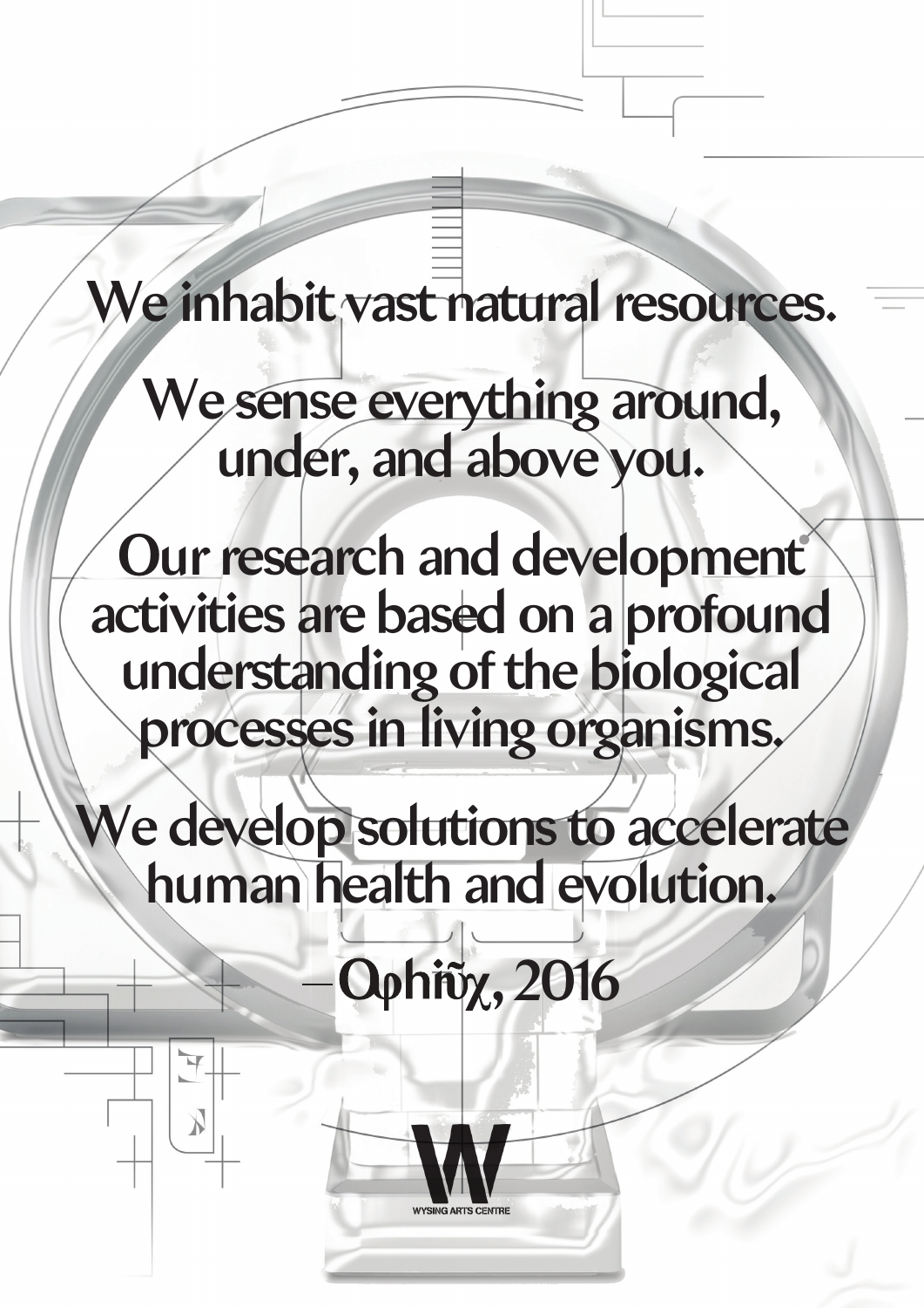We inhabit vast natural resources.

We sense everything around, under, and above you.

Our research and development activities are based on a profound understanding of the biological processes in living organisms.

We develop solutions to accelerate human health and evolution.

—Ωphiῦχ, 2016

WYSING ARTS CENTRE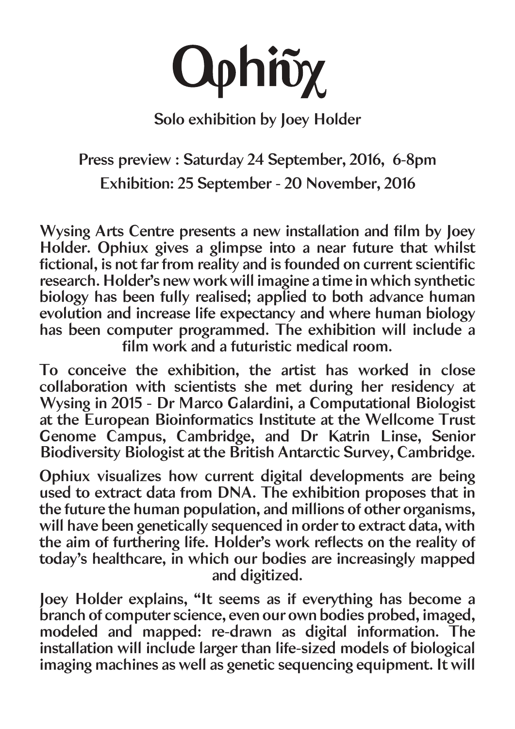# Ophiux

**Solo exhibition by Joey Holder**

**Press preview : Saturday 24 September, 2016, 6-8pm**
**Exhibition: 25 September - 20 November, 2016**

Wysing Arts Centre presents a new installation and film by Joey Holder. Ophiux gives a glimpse into a near future that whilst fictional, is not far from reality and is founded on current scientific research. Holder's new work will imagine a time in which synthetic biology has been fully realised; applied to both advance human evolution and increase life expectancy and where human biology has been computer programmed. The exhibition will include a film work and a futuristic medical room.

To conceive the exhibition, the artist has worked in close collaboration with scientists she met during her residency at Wysing in 2015 - Dr Marco Galardini, a Computational Biologist at the European Bioinformatics Institute at the Wellcome Trust Genome Campus, Cambridge, and Dr Katrin Linse, Senior Biodiversity Biologist at the British Antarctic Survey, Cambridge.

Ophiux visualizes how current digital developments are being used to extract data from DNA. The exhibition proposes that in the future the human population, and millions of other organisms, will have been genetically sequenced in order to extract data, with the aim of furthering life. Holder's work reflects on the reality of today's healthcare, in which our bodies are increasingly mapped and digitized.

Joey Holder explains, "It seems as if everything has become a branch of computer science, even our own bodies probed, imaged, modeled and mapped: re-drawn as digital information. The installation will include larger than life-sized models of biological imaging machines as well as genetic sequencing equipment. It will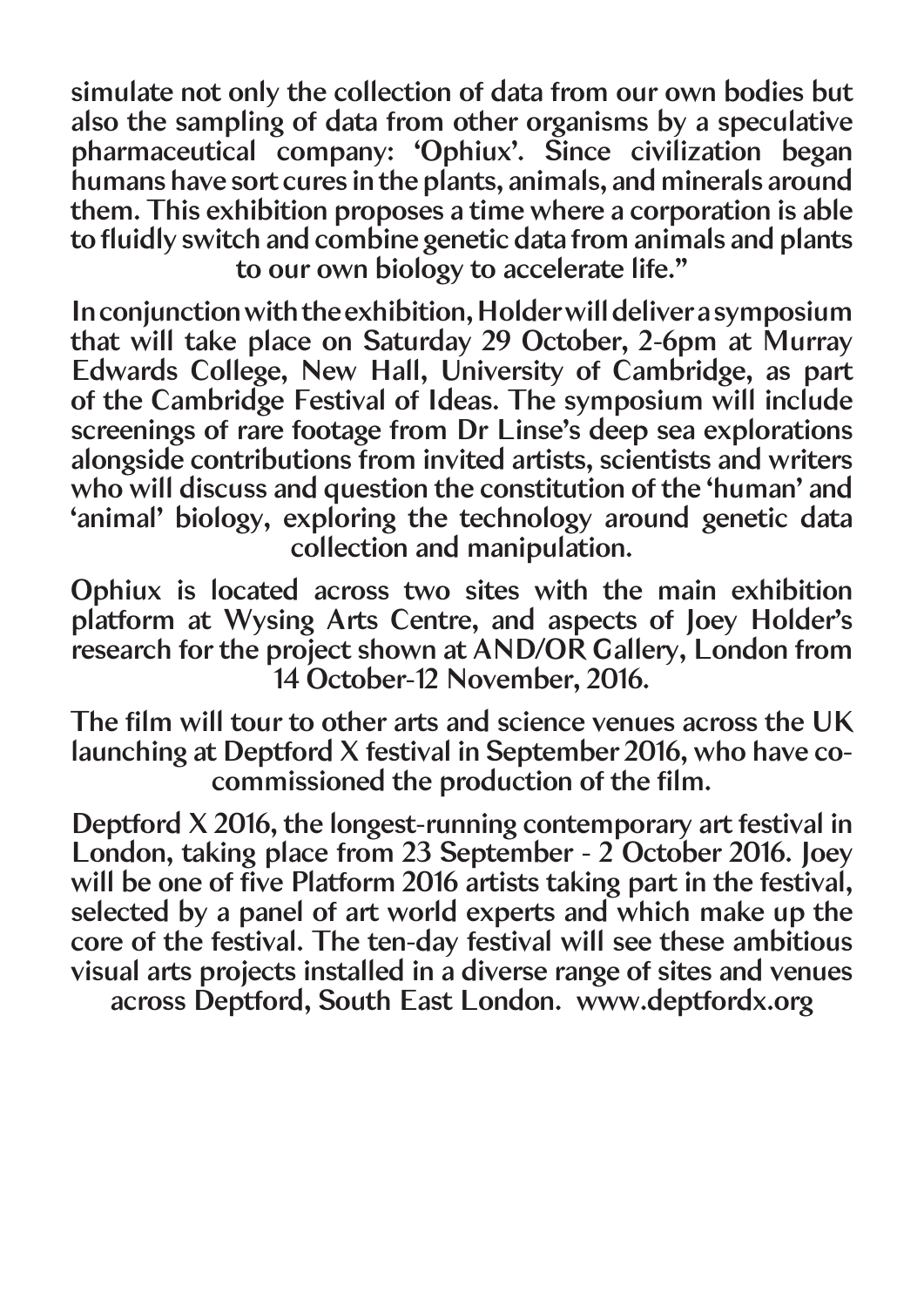simulate not only the collection of data from our own bodies but also the sampling of data from other organisms by a speculative pharmaceutical company: 'Ophiux'. Since civilization began humans have sort cures in the plants, animals, and minerals around them. This exhibition proposes a time where a corporation is able to fluidly switch and combine genetic data from animals and plants to our own biology to accelerate life."

In conjunction with the exhibition, Holder will deliver a symposium that will take place on Saturday 29 October, 2-6pm at Murray Edwards College, New Hall, University of Cambridge, as part of the Cambridge Festival of Ideas. The symposium will include screenings of rare footage from Dr Linse's deep sea explorations alongside contributions from invited artists, scientists and writers who will discuss and question the constitution of the 'human' and 'animal' biology, exploring the technology around genetic data collection and manipulation.

Ophiux is located across two sites with the main exhibition platform at Wysing Arts Centre, and aspects of Joey Holder's research for the project shown at AND/OR Gallery, London from 14 October-12 November, 2016.

The film will tour to other arts and science venues across the UK launching at Deptford X festival in September 2016, who have co-commissioned the production of the film.

Deptford X 2016, the longest-running contemporary art festival in London, taking place from 23 September - 2 October 2016. Joey will be one of five Platform 2016 artists taking part in the festival, selected by a panel of art world experts and which make up the core of the festival. The ten-day festival will see these ambitious visual arts projects installed in a diverse range of sites and venues across Deptford, South East London. www.deptfordx.org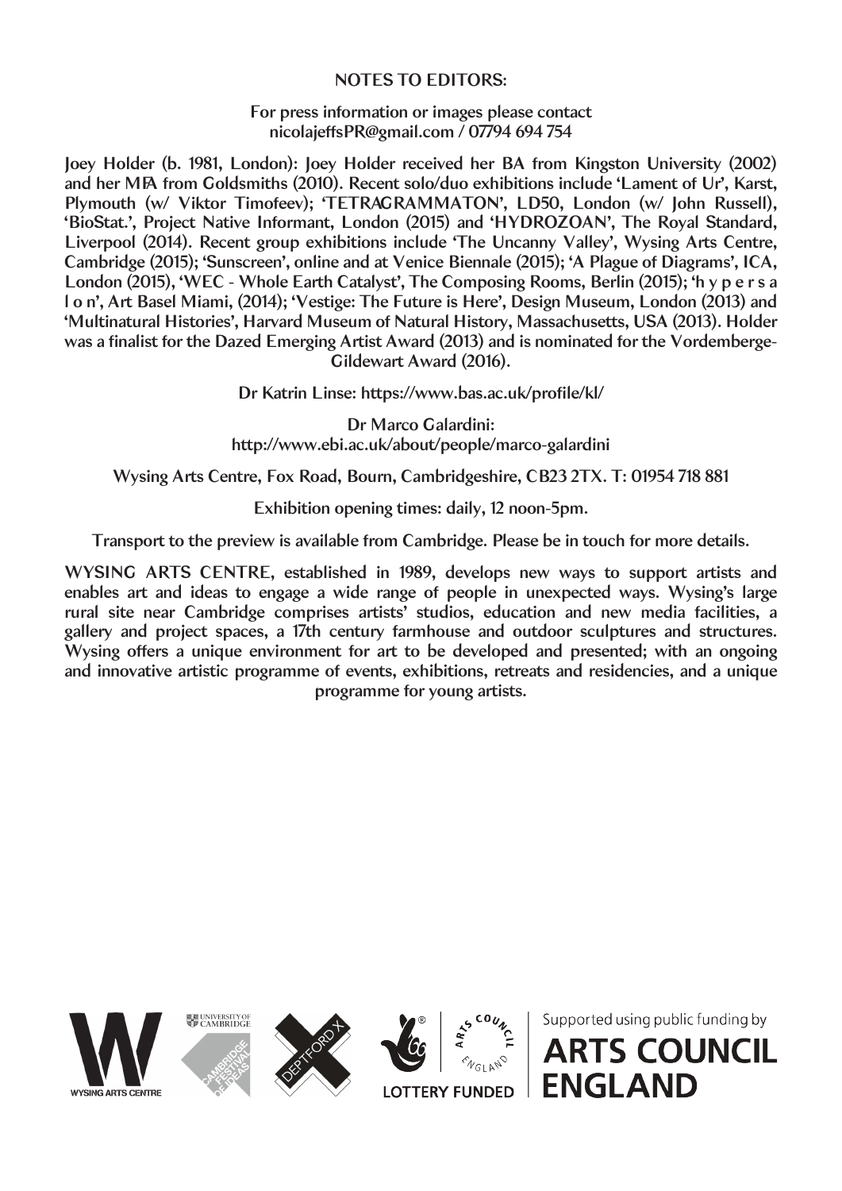## NOTES TO EDITORS:

For press information or images please contact
nicolajeffsPR@gmail.com / 07794 694 754

**Joey Holder (b. 1981, London):** Joey Holder received her BA from Kingston University (2002) and her MFA from Goldsmiths (2010). Recent solo/duo exhibitions include 'Lament of Ur', Karst, Plymouth (w/ Viktor Timofeev); 'TETRAGRAMMATON', LD50, London (w/ John Russell), 'BioStat.', Project Native Informant, London (2015) and 'HYDROZOAN', The Royal Standard, Liverpool (2014). Recent group exhibitions include 'The Uncanny Valley', Wysing Arts Centre, Cambridge (2015); 'Sunscreen', online and at Venice Biennale (2015); 'A Plague of Diagrams', ICA, London (2015), 'WEC - Whole Earth Catalyst', The Composing Rooms, Berlin (2015); 'h y p e r s a l o n', Art Basel Miami, (2014); 'Vestige: The Future is Here', Design Museum, London (2013) and 'Multinatural Histories', Harvard Museum of Natural History, Massachusetts, USA (2013). Holder was a finalist for the Dazed Emerging Artist Award (2013) and is nominated for the Vordemberge-Gildewart Award (2016).

Dr Katrin Linse: https://www.bas.ac.uk/profile/kl/

Dr Marco Galardini:
http://www.ebi.ac.uk/about/people/marco-galardini

Wysing Arts Centre, Fox Road, Bourn, Cambridgeshire, CB23 2TX. T: 01954 718 881

Exhibition opening times: daily, 12 noon-5pm.

Transport to the preview is available from Cambridge. Please be in touch for more details.

**WYSING ARTS CENTRE**, established in 1989, develops new ways to support artists and enables art and ideas to engage a wide range of people in unexpected ways. Wysing's large rural site near Cambridge comprises artists' studios, education and new media facilities, a gallery and project spaces, a 17th century farmhouse and outdoor sculptures and structures. Wysing offers a unique environment for art to be developed and presented; with an ongoing and innovative artistic programme of events, exhibitions, retreats and residencies, and a unique programme for young artists.

WYSING ARTS CENTRE | UNIVERSITY OF CAMBRIDGE CAMBRIDGE FESTIVAL OF IDEAS | DEPTFORD X | LOTTERY FUNDED | ARTS COUNCIL ENGLAND

Supported using public funding by ARTS COUNCIL ENGLAND